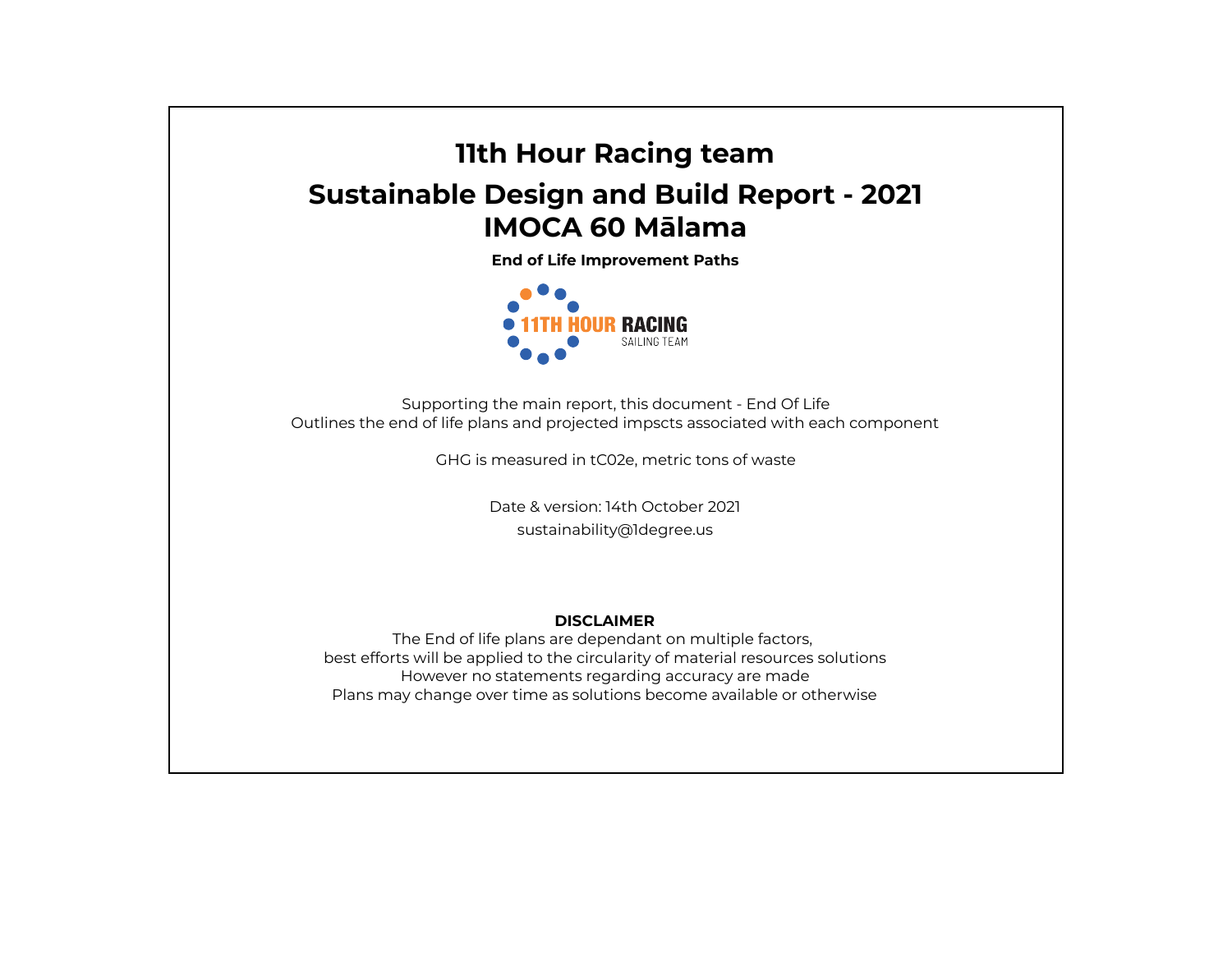# 11th Hour Racing team

## Sustainable Design and Build Report - 2021
## IMOCA 60 Mālama

**End of Life Improvement Paths**

11TH HOUR RACING
SAILING TEAM

Supporting the main report, this document - End Of Life
Outlines the end of life plans and projected impscts associated with each component

GHG is measured in tC02e, metric tons of waste

Date & version: 14th October 2021
sustainability@1degree.us

**DISCLAIMER**
The End of life plans are dependant on multiple factors,
best efforts will be applied to the circularity of material resources solutions
However no statements regarding accuracy are made
Plans may change over time as solutions become available or otherwise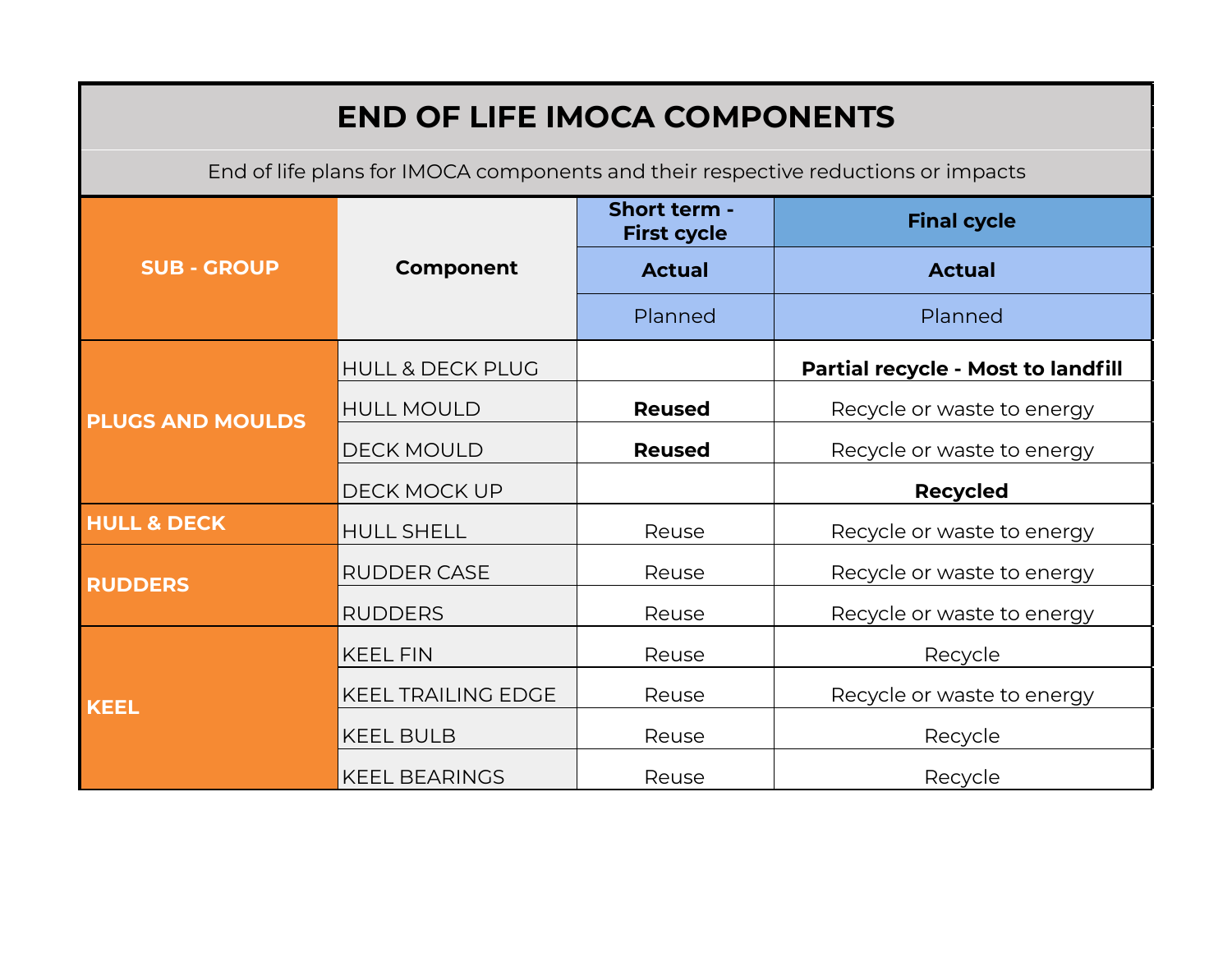# END OF LIFE IMOCA COMPONENTS

End of life plans for IMOCA components and their respective reductions or impacts

| SUB - GROUP | Component | Short term - First cycle | Final cycle |
|---|---|---|---|
| | | **Actual** | **Actual** |
| | | Planned | Planned |
| **PLUGS AND MOULDS** | HULL & DECK PLUG | | **Partial recycle - Most to landfill** |
| | HULL MOULD | **Reused** | Recycle or waste to energy |
| | DECK MOULD | **Reused** | Recycle or waste to energy |
| | DECK MOCK UP | | **Recycled** |
| **HULL & DECK** | HULL SHELL | Reuse | Recycle or waste to energy |
| **RUDDERS** | RUDDER CASE | Reuse | Recycle or waste to energy |
| | RUDDERS | Reuse | Recycle or waste to energy |
| **KEEL** | KEEL FIN | Reuse | Recycle |
| | KEEL TRAILING EDGE | Reuse | Recycle or waste to energy |
| | KEEL BULB | Reuse | Recycle |
| | KEEL BEARINGS | Reuse | Recycle |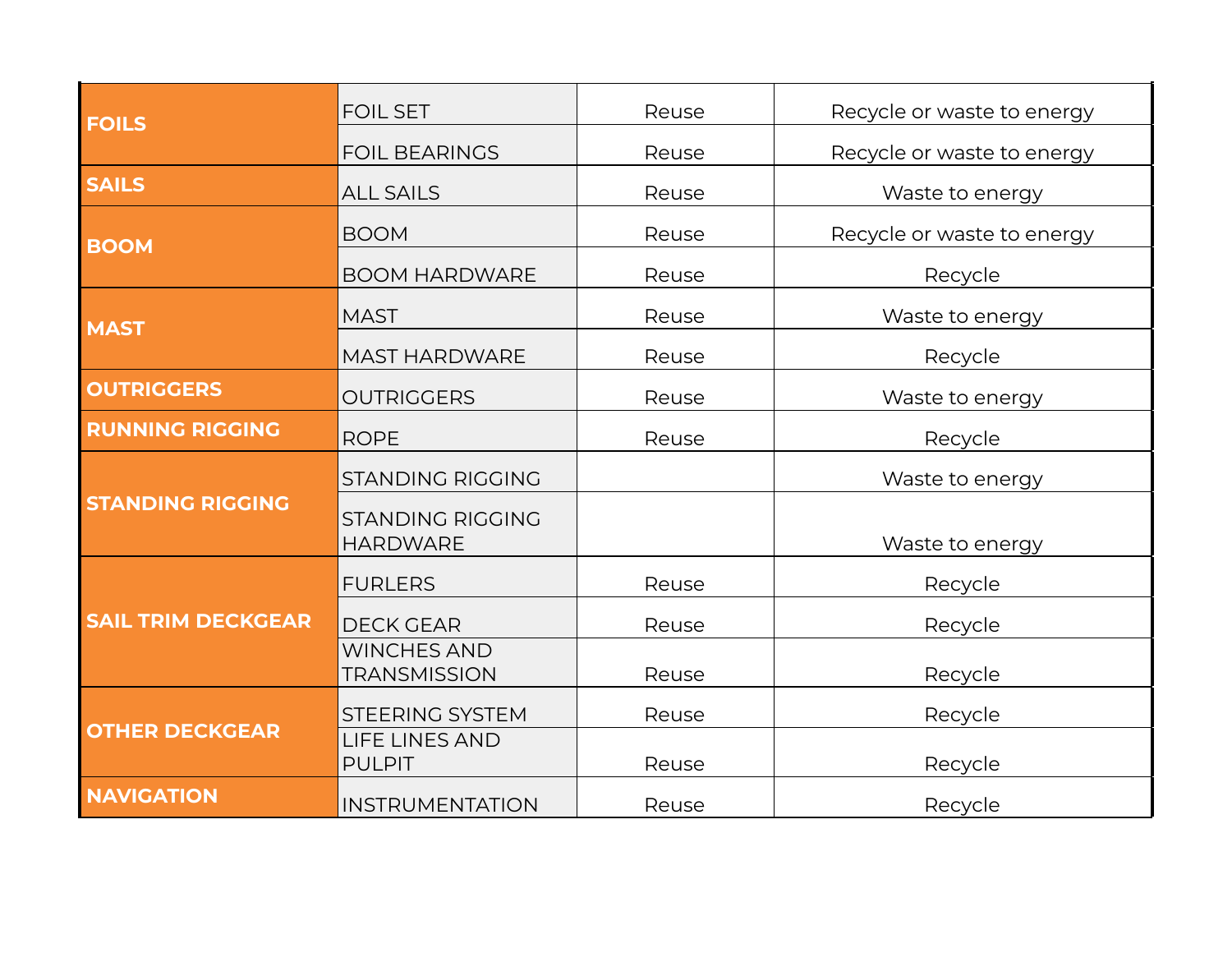| | | | |
|---|---|---|---|
| **FOILS** | FOIL SET | Reuse | Recycle or waste to energy |
| | FOIL BEARINGS | Reuse | Recycle or waste to energy |
| **SAILS** | ALL SAILS | Reuse | Waste to energy |
| **BOOM** | BOOM | Reuse | Recycle or waste to energy |
| | BOOM HARDWARE | Reuse | Recycle |
| **MAST** | MAST | Reuse | Waste to energy |
| | MAST HARDWARE | Reuse | Recycle |
| **OUTRIGGERS** | OUTRIGGERS | Reuse | Waste to energy |
| **RUNNING RIGGING** | ROPE | Reuse | Recycle |
| **STANDING RIGGING** | STANDING RIGGING | | Waste to energy |
| | STANDING RIGGING HARDWARE | | Waste to energy |
| **SAIL TRIM DECKGEAR** | FURLERS | Reuse | Recycle |
| | DECK GEAR | Reuse | Recycle |
| | WINCHES AND TRANSMISSION | Reuse | Recycle |
| **OTHER DECKGEAR** | STEERING SYSTEM | Reuse | Recycle |
| | LIFE LINES AND PULPIT | Reuse | Recycle |
| **NAVIGATION** | INSTRUMENTATION | Reuse | Recycle |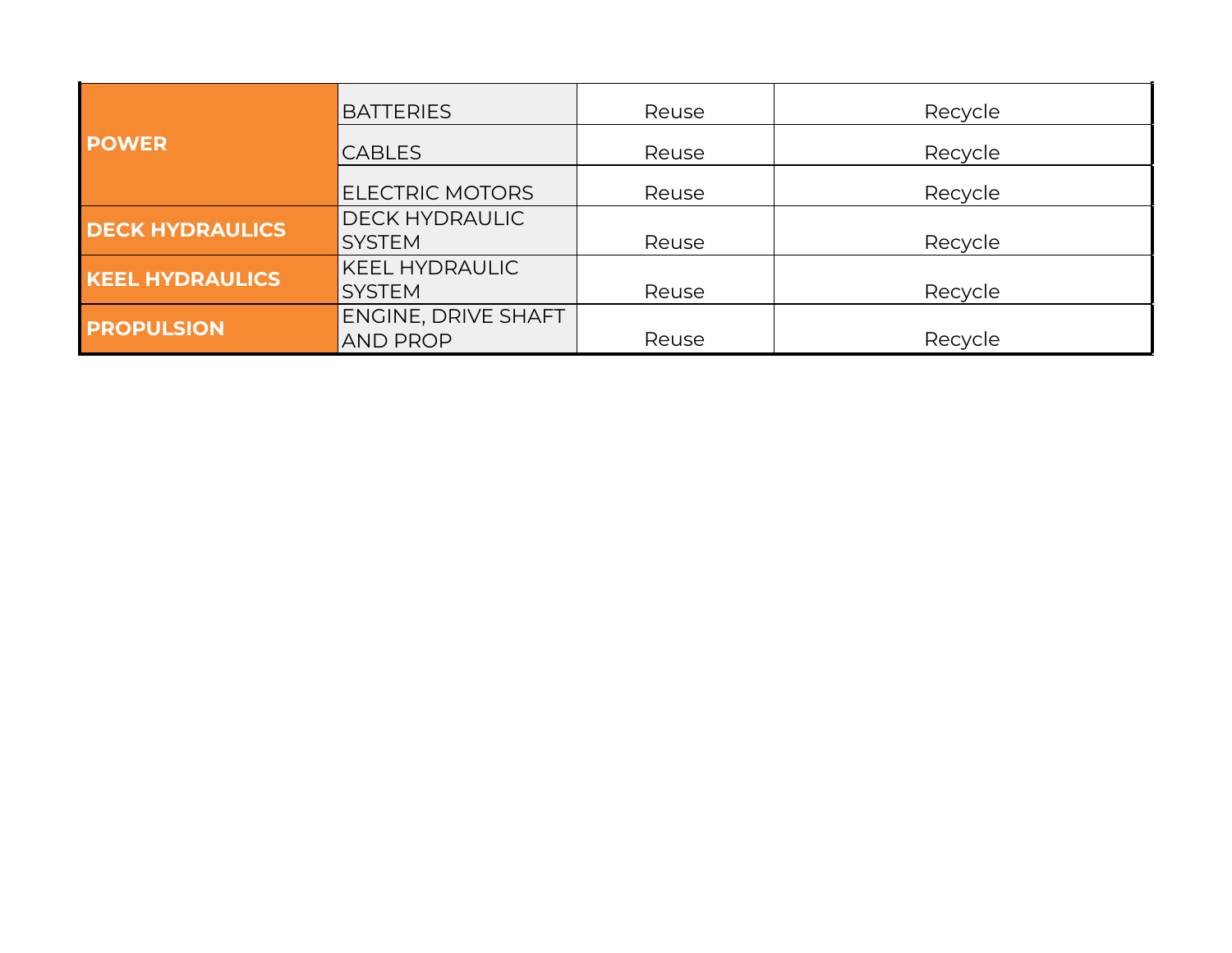| | | | |
|---|---|---|---|
| **POWER** | BATTERIES | Reuse | Recycle |
| | CABLES | Reuse | Recycle |
| | ELECTRIC MOTORS | Reuse | Recycle |
| **DECK HYDRAULICS** | DECK HYDRAULIC SYSTEM | Reuse | Recycle |
| **KEEL HYDRAULICS** | KEEL HYDRAULIC SYSTEM | Reuse | Recycle |
| **PROPULSION** | ENGINE, DRIVE SHAFT AND PROP | Reuse | Recycle |